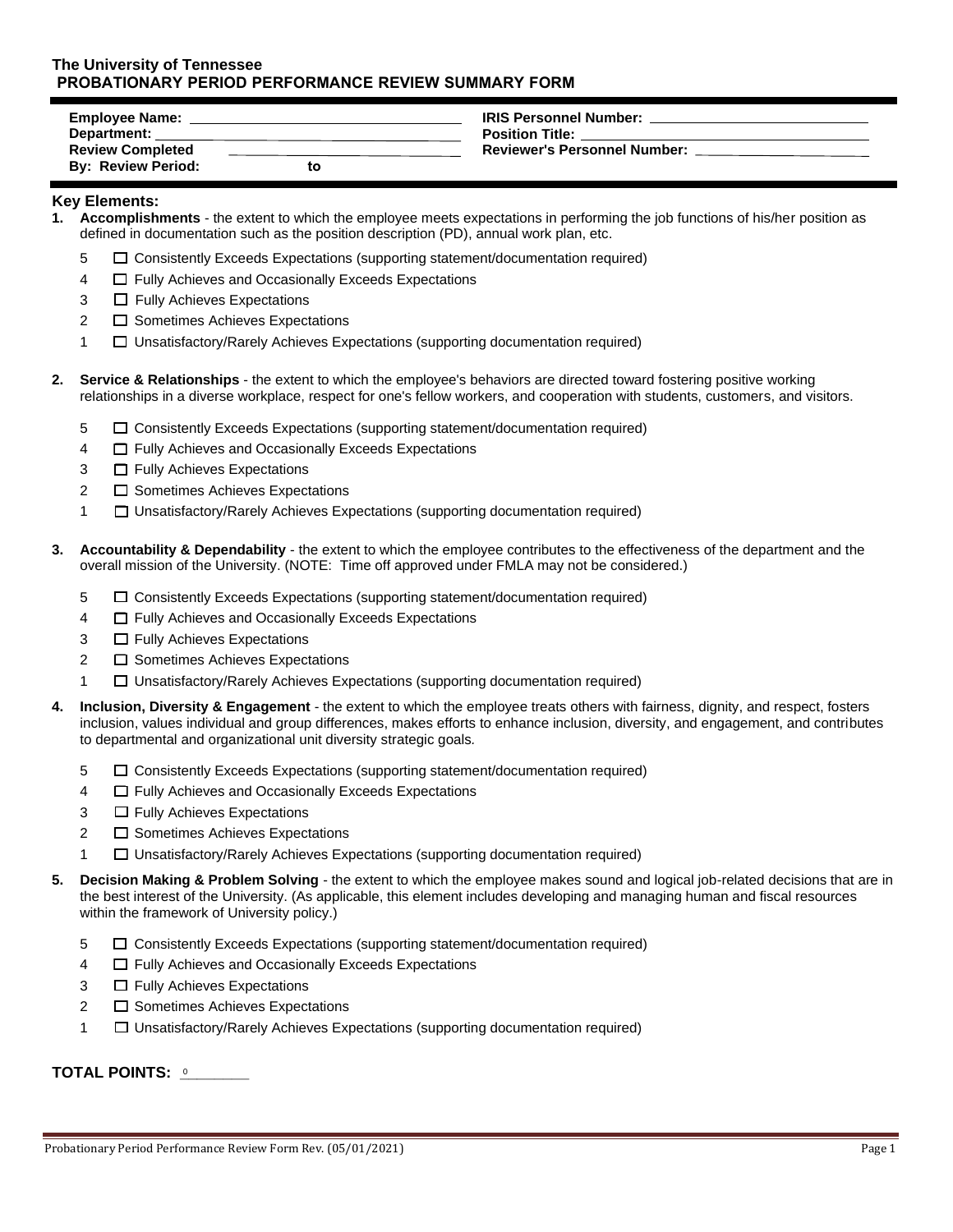**The University of Tennessee**
**PROBATIONARY PERIOD PERFORMANCE REVIEW SUMMARY FORM**

**Employee Name:** ____________________ **IRIS Personnel Number:** ____________________
**Department:** ____________________ **Position Title:** ____________________
**Review Completed By:** ____________________ **Reviewer's Personnel Number:** ____________________
**Review Period:** ________ **to** ________

### Key Elements:

**1. Accomplishments** - the extent to which the employee meets expectations in performing the job functions of his/her position as defined in documentation such as the position description (PD), annual work plan, etc.

- 5 ☐ Consistently Exceeds Expectations (supporting statement/documentation required)
- 4 ☐ Fully Achieves and Occasionally Exceeds Expectations
- 3 ☐ Fully Achieves Expectations
- 2 ☐ Sometimes Achieves Expectations
- 1 ☐ Unsatisfactory/Rarely Achieves Expectations (supporting documentation required)

**2. Service & Relationships** - the extent to which the employee's behaviors are directed toward fostering positive working relationships in a diverse workplace, respect for one's fellow workers, and cooperation with students, customers, and visitors.

- 5 ☐ Consistently Exceeds Expectations (supporting statement/documentation required)
- 4 ☐ Fully Achieves and Occasionally Exceeds Expectations
- 3 ☐ Fully Achieves Expectations
- 2 ☐ Sometimes Achieves Expectations
- 1 ☐ Unsatisfactory/Rarely Achieves Expectations (supporting documentation required)

**3. Accountability & Dependability** - the extent to which the employee contributes to the effectiveness of the department and the overall mission of the University. (NOTE: Time off approved under FMLA may not be considered.)

- 5 ☐ Consistently Exceeds Expectations (supporting statement/documentation required)
- 4 ☐ Fully Achieves and Occasionally Exceeds Expectations
- 3 ☐ Fully Achieves Expectations
- 2 ☐ Sometimes Achieves Expectations
- 1 ☐ Unsatisfactory/Rarely Achieves Expectations (supporting documentation required)

**4. Inclusion, Diversity & Engagement** - the extent to which the employee treats others with fairness, dignity, and respect, fosters inclusion, values individual and group differences, makes efforts to enhance inclusion, diversity, and engagement, and contributes to departmental and organizational unit diversity strategic goals.

- 5 ☐ Consistently Exceeds Expectations (supporting statement/documentation required)
- 4 ☐ Fully Achieves and Occasionally Exceeds Expectations
- 3 ☐ Fully Achieves Expectations
- 2 ☐ Sometimes Achieves Expectations
- 1 ☐ Unsatisfactory/Rarely Achieves Expectations (supporting documentation required)

**5. Decision Making & Problem Solving** - the extent to which the employee makes sound and logical job-related decisions that are in the best interest of the University. (As applicable, this element includes developing and managing human and fiscal resources within the framework of University policy.)

- 5 ☐ Consistently Exceeds Expectations (supporting statement/documentation required)
- 4 ☐ Fully Achieves and Occasionally Exceeds Expectations
- 3 ☐ Fully Achieves Expectations
- 2 ☐ Sometimes Achieves Expectations
- 1 ☐ Unsatisfactory/Rarely Achieves Expectations (supporting documentation required)

**TOTAL POINTS:** 0________

Probationary Period Performance Review Form Rev. (05/01/2021)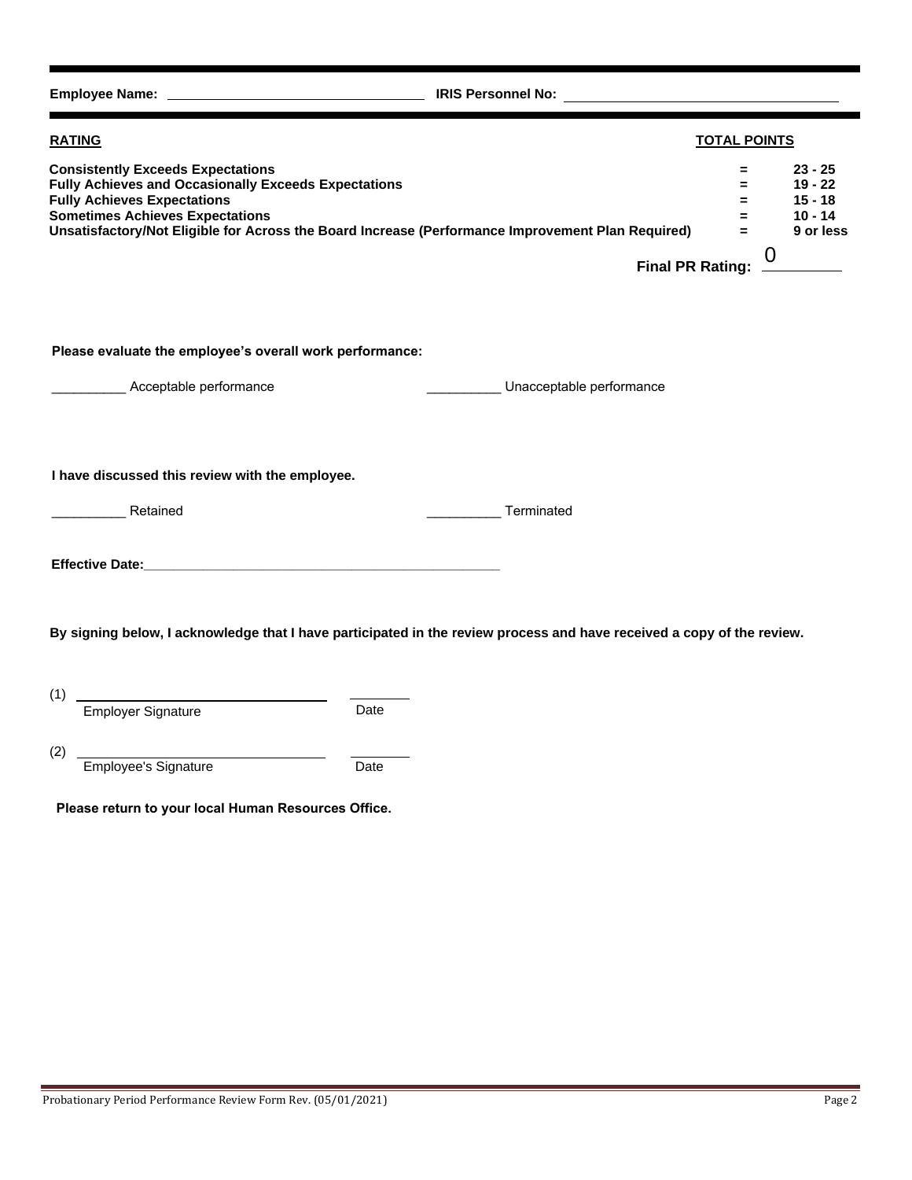**Employee Name:** ______________________________ **IRIS Personnel No:** ______________________________

| **RATING** | | **TOTAL POINTS** |
|---|---|---|
| **Consistently Exceeds Expectations** | **=** | **23 - 25** |
| **Fully Achieves and Occasionally Exceeds Expectations** | **=** | **19 - 22** |
| **Fully Achieves Expectations** | **=** | **15 - 18** |
| **Sometimes Achieves Expectations** | **=** | **10 - 14** |
| **Unsatisfactory/Not Eligible for Across the Board Increase (Performance Improvement Plan Required)** | **=** | **9 or less** |

**Final PR Rating:** 0

**Please evaluate the employee's overall work performance:**

__________ Acceptable performance __________ Unacceptable performance

**I have discussed this review with the employee.**

__________ Retained __________ Terminated

**Effective Date:**__________________________________________________

**By signing below, I acknowledge that I have participated in the review process and have received a copy of the review.**

(1) ______________________________ ________
Employer Signature Date

(2) ______________________________ ________
Employee's Signature Date

**Please return to your local Human Resources Office.**

Probationary Period Performance Review Form Rev. (05/01/2021)